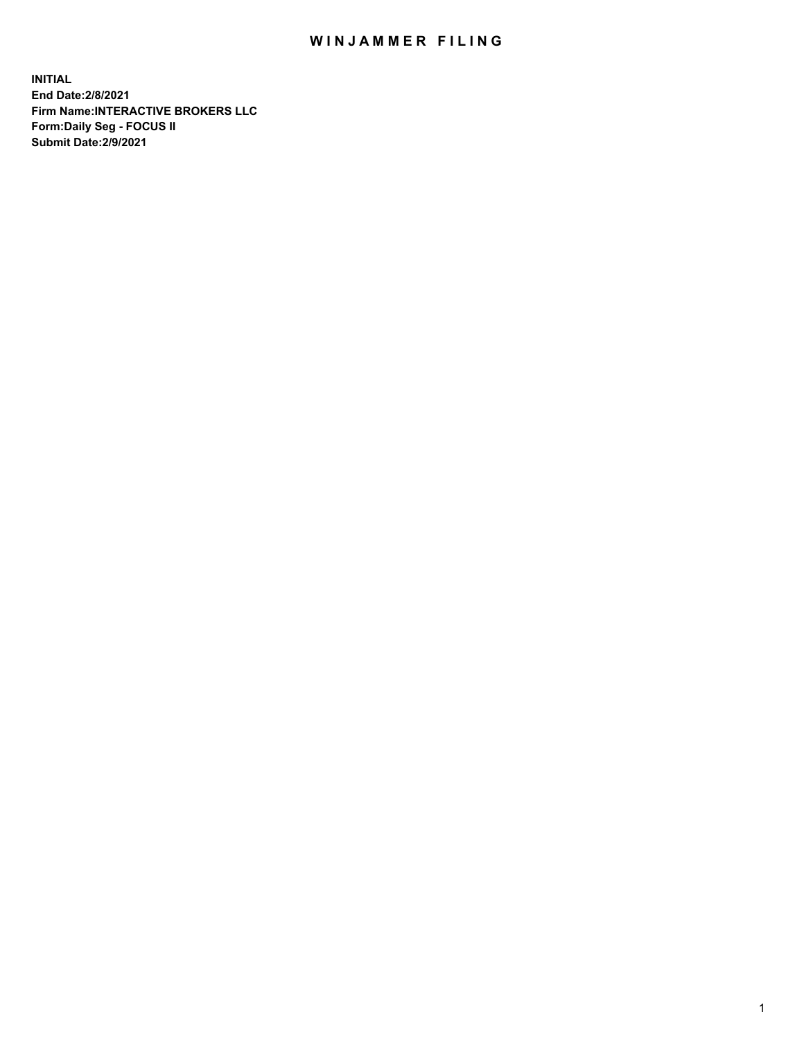# WINJAMMER FILING

**INITIAL**
**End Date:2/8/2021**
**Firm Name:INTERACTIVE BROKERS LLC**
**Form:Daily Seg - FOCUS II**
**Submit Date:2/9/2021**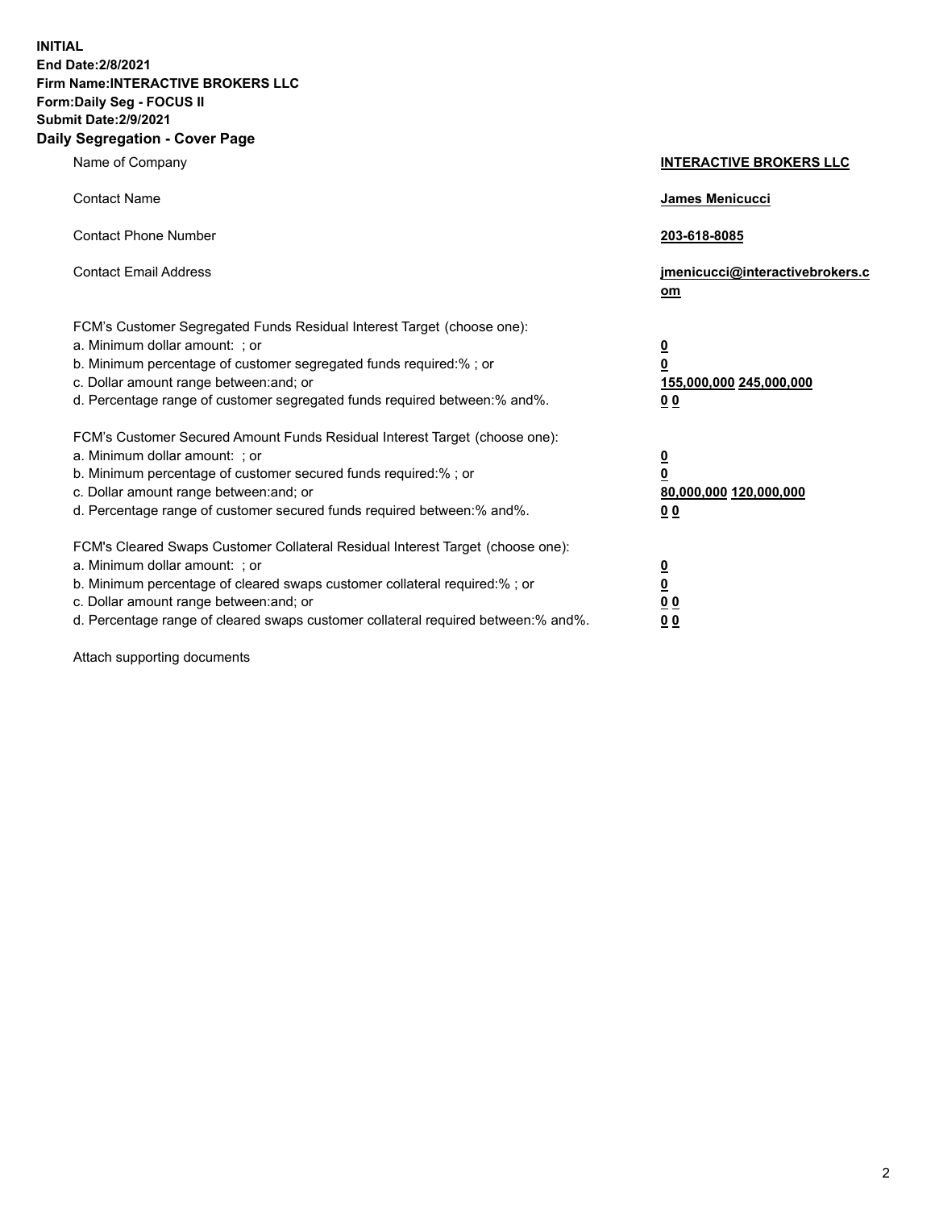**INITIAL**
**End Date:2/8/2021**
**Firm Name:INTERACTIVE BROKERS LLC**
**Form:Daily Seg - FOCUS II**
**Submit Date:2/9/2021**

**Daily Segregation - Cover Page**

| | |
|---|---|
| Name of Company | **INTERACTIVE BROKERS LLC** |
| Contact Name | **James Menicucci** |
| Contact Phone Number | **203-618-8085** |
| Contact Email Address | **jmenicucci@interactivebrokers.com** |
| FCM's Customer Segregated Funds Residual Interest Target (choose one): | |
| a. Minimum dollar amount: ; or | **0** |
| b. Minimum percentage of customer segregated funds required:% ; or | **0** |
| c. Dollar amount range between:and; or | **155,000,000 245,000,000** |
| d. Percentage range of customer segregated funds required between:% and%. | **0 0** |
| FCM's Customer Secured Amount Funds Residual Interest Target (choose one): | |
| a. Minimum dollar amount: ; or | **0** |
| b. Minimum percentage of customer secured funds required:% ; or | **0** |
| c. Dollar amount range between:and; or | **80,000,000 120,000,000** |
| d. Percentage range of customer secured funds required between:% and%. | **0 0** |
| FCM's Cleared Swaps Customer Collateral Residual Interest Target (choose one): | |
| a. Minimum dollar amount: ; or | **0** |
| b. Minimum percentage of cleared swaps customer collateral required:% ; or | **0** |
| c. Dollar amount range between:and; or | **0 0** |
| d. Percentage range of cleared swaps customer collateral required between:% and%. | **0 0** |

Attach supporting documents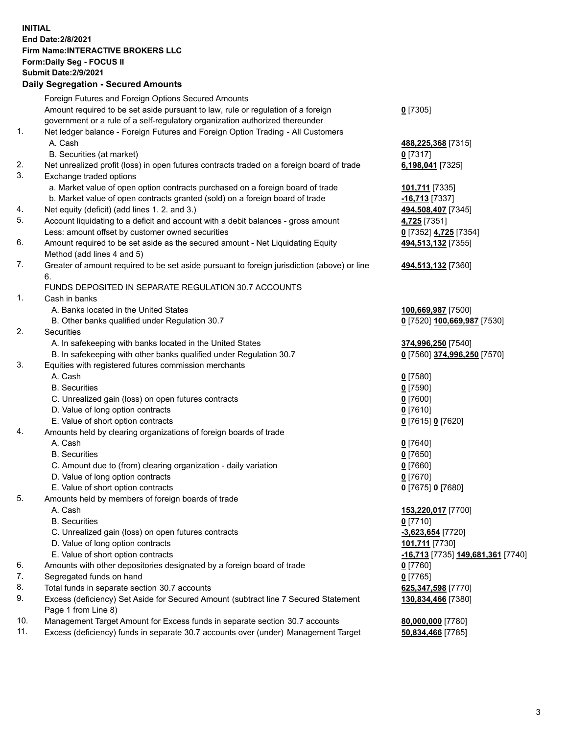**INITIAL**
**End Date:2/8/2021**
**Firm Name:INTERACTIVE BROKERS LLC**
**Form:Daily Seg - FOCUS II**
**Submit Date:2/9/2021**

### Daily Segregation - Secured Amounts

| | | |
|---|---|---|
| | Foreign Futures and Foreign Options Secured Amounts | |
| | Amount required to be set aside pursuant to law, rule or regulation of a foreign government or a rule of a self-regulatory organization authorized thereunder | **0** [7305] |
| 1. | Net ledger balance - Foreign Futures and Foreign Option Trading - All Customers | |
| | A. Cash | **488,225,368** [7315] |
| | B. Securities (at market) | **0** [7317] |
| 2. | Net unrealized profit (loss) in open futures contracts traded on a foreign board of trade | **6,198,041** [7325] |
| 3. | Exchange traded options | |
| | a. Market value of open option contracts purchased on a foreign board of trade | **101,711** [7335] |
| | b. Market value of open contracts granted (sold) on a foreign board of trade | **-16,713** [7337] |
| 4. | Net equity (deficit) (add lines 1. 2. and 3.) | **494,508,407** [7345] |
| 5. | Account liquidating to a deficit and account with a debit balances - gross amount | **4,725** [7351] |
| | Less: amount offset by customer owned securities | **0** [7352] **4,725** [7354] |
| 6. | Amount required to be set aside as the secured amount - Net Liquidating Equity Method (add lines 4 and 5) | **494,513,132** [7355] |
| 7. | Greater of amount required to be set aside pursuant to foreign jurisdiction (above) or line 6. | **494,513,132** [7360] |
| | FUNDS DEPOSITED IN SEPARATE REGULATION 30.7 ACCOUNTS | |
| 1. | Cash in banks | |
| | A. Banks located in the United States | **100,669,987** [7500] |
| | B. Other banks qualified under Regulation 30.7 | **0** [7520] **100,669,987** [7530] |
| 2. | Securities | |
| | A. In safekeeping with banks located in the United States | **374,996,250** [7540] |
| | B. In safekeeping with other banks qualified under Regulation 30.7 | **0** [7560] **374,996,250** [7570] |
| 3. | Equities with registered futures commission merchants | |
| | A. Cash | **0** [7580] |
| | B. Securities | **0** [7590] |
| | C. Unrealized gain (loss) on open futures contracts | **0** [7600] |
| | D. Value of long option contracts | **0** [7610] |
| | E. Value of short option contracts | **0** [7615] **0** [7620] |
| 4. | Amounts held by clearing organizations of foreign boards of trade | |
| | A. Cash | **0** [7640] |
| | B. Securities | **0** [7650] |
| | C. Amount due to (from) clearing organization - daily variation | **0** [7660] |
| | D. Value of long option contracts | **0** [7670] |
| | E. Value of short option contracts | **0** [7675] **0** [7680] |
| 5. | Amounts held by members of foreign boards of trade | |
| | A. Cash | **153,220,017** [7700] |
| | B. Securities | **0** [7710] |
| | C. Unrealized gain (loss) on open futures contracts | **-3,623,654** [7720] |
| | D. Value of long option contracts | **101,711** [7730] |
| | E. Value of short option contracts | **-16,713** [7735] **149,681,361** [7740] |
| 6. | Amounts with other depositories designated by a foreign board of trade | **0** [7760] |
| 7. | Segregated funds on hand | **0** [7765] |
| 8. | Total funds in separate section 30.7 accounts | **625,347,598** [7770] |
| 9. | Excess (deficiency) Set Aside for Secured Amount (subtract line 7 Secured Statement Page 1 from Line 8) | **130,834,466** [7380] |
| 10. | Management Target Amount for Excess funds in separate section 30.7 accounts | **80,000,000** [7780] |
| 11. | Excess (deficiency) funds in separate 30.7 accounts over (under) Management Target | **50,834,466** [7785] |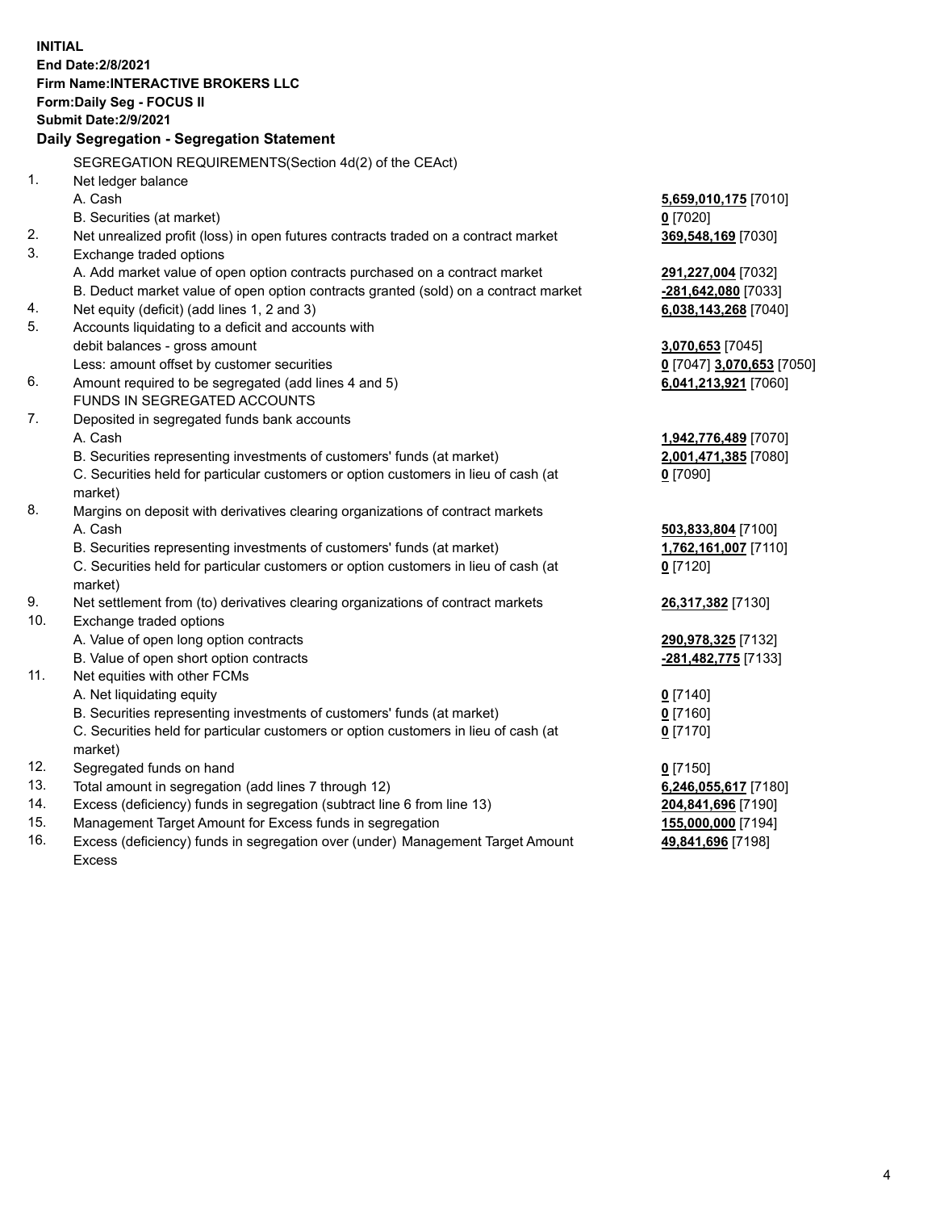**INITIAL**
**End Date:2/8/2021**
**Firm Name:INTERACTIVE BROKERS LLC**
**Form:Daily Seg - FOCUS II**
**Submit Date:2/9/2021**

**Daily Segregation - Segregation Statement**

SEGREGATION REQUIREMENTS(Section 4d(2) of the CEAct)

| | | |
|---|---|---|
| 1. | Net ledger balance | |
| | A. Cash | **5,659,010,175** [7010] |
| | B. Securities (at market) | **0** [7020] |
| 2. | Net unrealized profit (loss) in open futures contracts traded on a contract market | **369,548,169** [7030] |
| 3. | Exchange traded options | |
| | A. Add market value of open option contracts purchased on a contract market | **291,227,004** [7032] |
| | B. Deduct market value of open option contracts granted (sold) on a contract market | **-281,642,080** [7033] |
| 4. | Net equity (deficit) (add lines 1, 2 and 3) | **6,038,143,268** [7040] |
| 5. | Accounts liquidating to a deficit and accounts with debit balances - gross amount | **3,070,653** [7045] |
| | Less: amount offset by customer securities | **0** [7047] **3,070,653** [7050] |
| 6. | Amount required to be segregated (add lines 4 and 5) | **6,041,213,921** [7060] |
| | FUNDS IN SEGREGATED ACCOUNTS | |
| 7. | Deposited in segregated funds bank accounts | |
| | A. Cash | **1,942,776,489** [7070] |
| | B. Securities representing investments of customers' funds (at market) | **2,001,471,385** [7080] |
| | C. Securities held for particular customers or option customers in lieu of cash (at market) | **0** [7090] |
| 8. | Margins on deposit with derivatives clearing organizations of contract markets | |
| | A. Cash | **503,833,804** [7100] |
| | B. Securities representing investments of customers' funds (at market) | **1,762,161,007** [7110] |
| | C. Securities held for particular customers or option customers in lieu of cash (at market) | **0** [7120] |
| 9. | Net settlement from (to) derivatives clearing organizations of contract markets | **26,317,382** [7130] |
| 10. | Exchange traded options | |
| | A. Value of open long option contracts | **290,978,325** [7132] |
| | B. Value of open short option contracts | **-281,482,775** [7133] |
| 11. | Net equities with other FCMs | |
| | A. Net liquidating equity | **0** [7140] |
| | B. Securities representing investments of customers' funds (at market) | **0** [7160] |
| | C. Securities held for particular customers or option customers in lieu of cash (at market) | **0** [7170] |
| 12. | Segregated funds on hand | **0** [7150] |
| 13. | Total amount in segregation (add lines 7 through 12) | **6,246,055,617** [7180] |
| 14. | Excess (deficiency) funds in segregation (subtract line 6 from line 13) | **204,841,696** [7190] |
| 15. | Management Target Amount for Excess funds in segregation | **155,000,000** [7194] |
| 16. | Excess (deficiency) funds in segregation over (under) Management Target Amount Excess | **49,841,696** [7198] |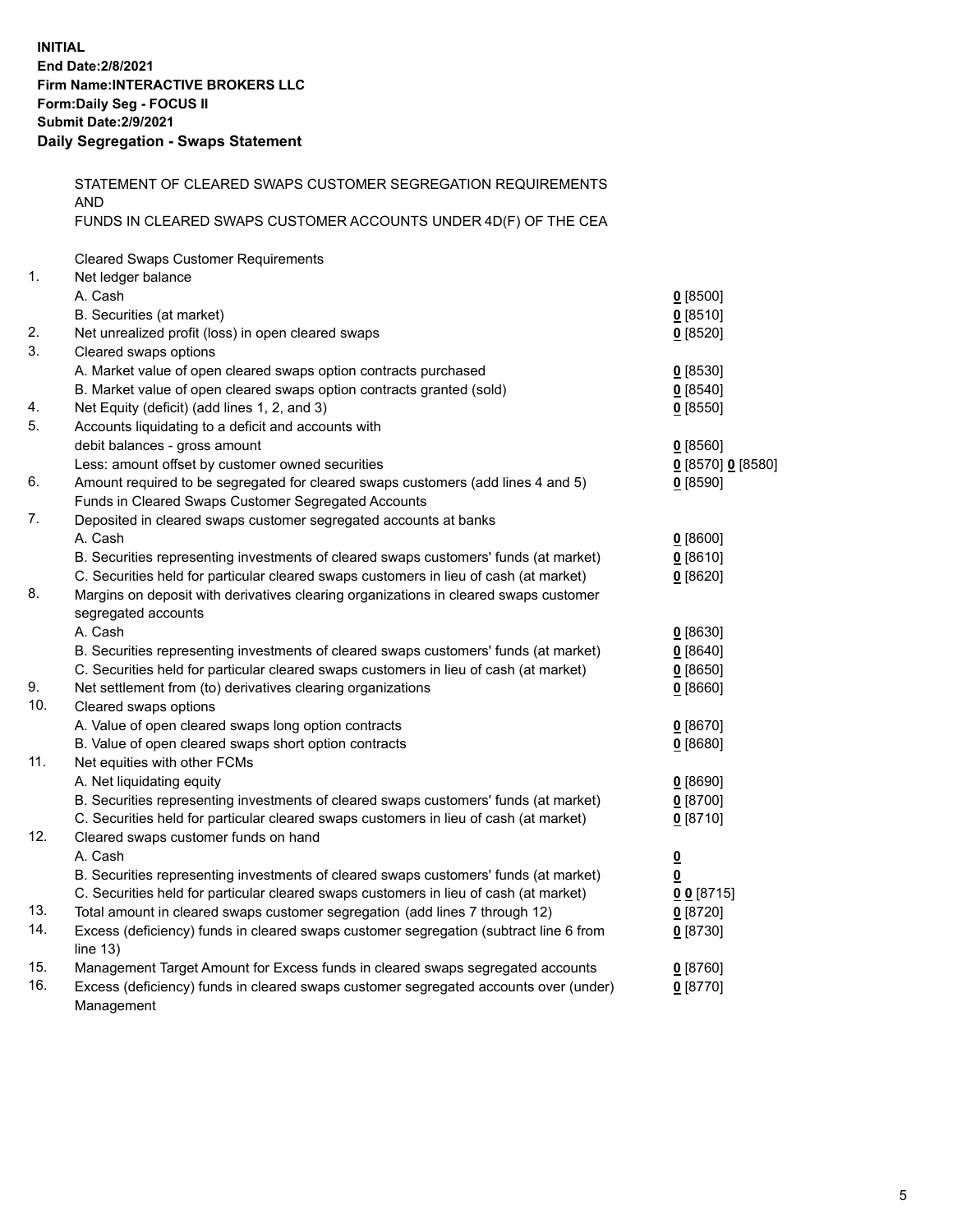**INITIAL**
**End Date:2/8/2021**
**Firm Name:INTERACTIVE BROKERS LLC**
**Form:Daily Seg - FOCUS II**
**Submit Date:2/9/2021**
**Daily Segregation - Swaps Statement**

STATEMENT OF CLEARED SWAPS CUSTOMER SEGREGATION REQUIREMENTS AND FUNDS IN CLEARED SWAPS CUSTOMER ACCOUNTS UNDER 4D(F) OF THE CEA

| | | |
|---|---|---|
| | Cleared Swaps Customer Requirements | |
| 1. | Net ledger balance | |
| | A. Cash | **0** [8500] |
| | B. Securities (at market) | **0** [8510] |
| 2. | Net unrealized profit (loss) in open cleared swaps | **0** [8520] |
| 3. | Cleared swaps options | |
| | A. Market value of open cleared swaps option contracts purchased | **0** [8530] |
| | B. Market value of open cleared swaps option contracts granted (sold) | **0** [8540] |
| 4. | Net Equity (deficit) (add lines 1, 2, and 3) | **0** [8550] |
| 5. | Accounts liquidating to a deficit and accounts with | |
| | debit balances - gross amount | **0** [8560] |
| | Less: amount offset by customer owned securities | **0** [8570] **0** [8580] |
| 6. | Amount required to be segregated for cleared swaps customers (add lines 4 and 5) | **0** [8590] |
| | Funds in Cleared Swaps Customer Segregated Accounts | |
| 7. | Deposited in cleared swaps customer segregated accounts at banks | |
| | A. Cash | **0** [8600] |
| | B. Securities representing investments of cleared swaps customers' funds (at market) | **0** [8610] |
| | C. Securities held for particular cleared swaps customers in lieu of cash (at market) | **0** [8620] |
| 8. | Margins on deposit with derivatives clearing organizations in cleared swaps customer segregated accounts | |
| | A. Cash | **0** [8630] |
| | B. Securities representing investments of cleared swaps customers' funds (at market) | **0** [8640] |
| | C. Securities held for particular cleared swaps customers in lieu of cash (at market) | **0** [8650] |
| 9. | Net settlement from (to) derivatives clearing organizations | **0** [8660] |
| 10. | Cleared swaps options | |
| | A. Value of open cleared swaps long option contracts | **0** [8670] |
| | B. Value of open cleared swaps short option contracts | **0** [8680] |
| 11. | Net equities with other FCMs | |
| | A. Net liquidating equity | **0** [8690] |
| | B. Securities representing investments of cleared swaps customers' funds (at market) | **0** [8700] |
| | C. Securities held for particular cleared swaps customers in lieu of cash (at market) | **0** [8710] |
| 12. | Cleared swaps customer funds on hand | |
| | A. Cash | **0** |
| | B. Securities representing investments of cleared swaps customers' funds (at market) | **0** |
| | C. Securities held for particular cleared swaps customers in lieu of cash (at market) | **0** **0** [8715] |
| 13. | Total amount in cleared swaps customer segregation (add lines 7 through 12) | **0** [8720] |
| 14. | Excess (deficiency) funds in cleared swaps customer segregation (subtract line 6 from line 13) | **0** [8730] |
| 15. | Management Target Amount for Excess funds in cleared swaps segregated accounts | **0** [8760] |
| 16. | Excess (deficiency) funds in cleared swaps customer segregated accounts over (under) Management | **0** [8770] |